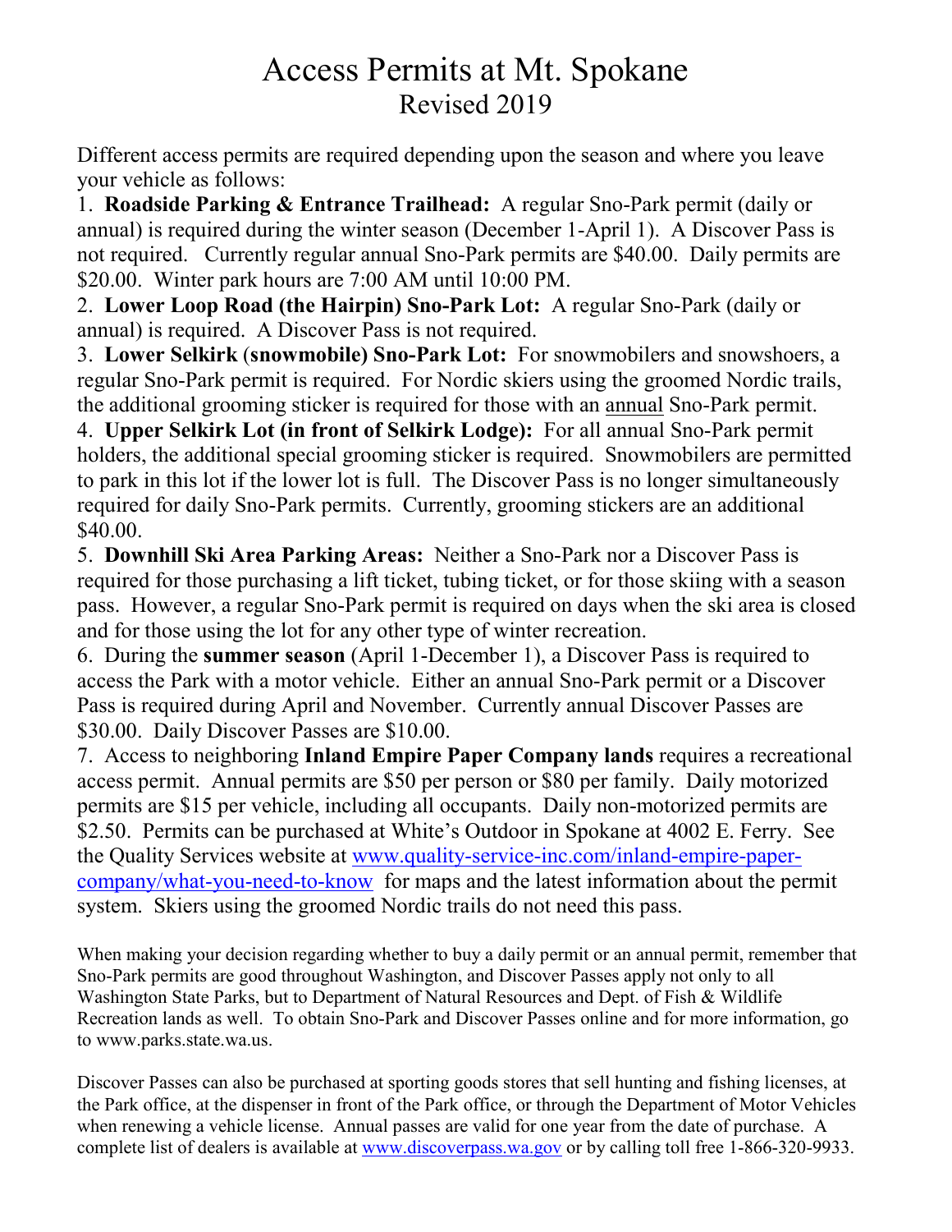# Access Permits at Mt. Spokane

## Revised 2019

Different access permits are required depending upon the season and where you leave your vehicle as follows:

1. **Roadside Parking & Entrance Trailhead:** A regular Sno-Park permit (daily or annual) is required during the winter season (December 1-April 1). A Discover Pass is not required. Currently regular annual Sno-Park permits are $40.00. Daily permits are $20.00. Winter park hours are 7:00 AM until 10:00 PM.
2. **Lower Loop Road (the Hairpin) Sno-Park Lot:** A regular Sno-Park (daily or annual) is required. A Discover Pass is not required.
3. **Lower Selkirk (snowmobile) Sno-Park Lot:** For snowmobilers and snowshoers, a regular Sno-Park permit is required. For Nordic skiers using the groomed Nordic trails, the additional grooming sticker is required for those with an annual Sno-Park permit.
4. **Upper Selkirk Lot (in front of Selkirk Lodge):** For all annual Sno-Park permit holders, the additional special grooming sticker is required. Snowmobilers are permitted to park in this lot if the lower lot is full. The Discover Pass is no longer simultaneously required for daily Sno-Park permits. Currently, grooming stickers are an additional $40.00.
5. **Downhill Ski Area Parking Areas:** Neither a Sno-Park nor a Discover Pass is required for those purchasing a lift ticket, tubing ticket, or for those skiing with a season pass. However, a regular Sno-Park permit is required on days when the ski area is closed and for those using the lot for any other type of winter recreation.
6. During the **summer season** (April 1-December 1), a Discover Pass is required to access the Park with a motor vehicle. Either an annual Sno-Park permit or a Discover Pass is required during April and November. Currently annual Discover Passes are $30.00. Daily Discover Passes are $10.00.
7. Access to neighboring **Inland Empire Paper Company lands** requires a recreational access permit. Annual permits are $50 per person or $80 per family. Daily motorized permits are $15 per vehicle, including all occupants. Daily non-motorized permits are $2.50. Permits can be purchased at White's Outdoor in Spokane at 4002 E. Ferry. See the Quality Services website at www.quality-service-inc.com/inland-empire-paper-company/what-you-need-to-know for maps and the latest information about the permit system. Skiers using the groomed Nordic trails do not need this pass.

When making your decision regarding whether to buy a daily permit or an annual permit, remember that Sno-Park permits are good throughout Washington, and Discover Passes apply not only to all Washington State Parks, but to Department of Natural Resources and Dept. of Fish & Wildlife Recreation lands as well. To obtain Sno-Park and Discover Passes online and for more information, go to www.parks.state.wa.us.

Discover Passes can also be purchased at sporting goods stores that sell hunting and fishing licenses, at the Park office, at the dispenser in front of the Park office, or through the Department of Motor Vehicles when renewing a vehicle license. Annual passes are valid for one year from the date of purchase. A complete list of dealers is available at www.discoverpass.wa.gov or by calling toll free 1-866-320-9933.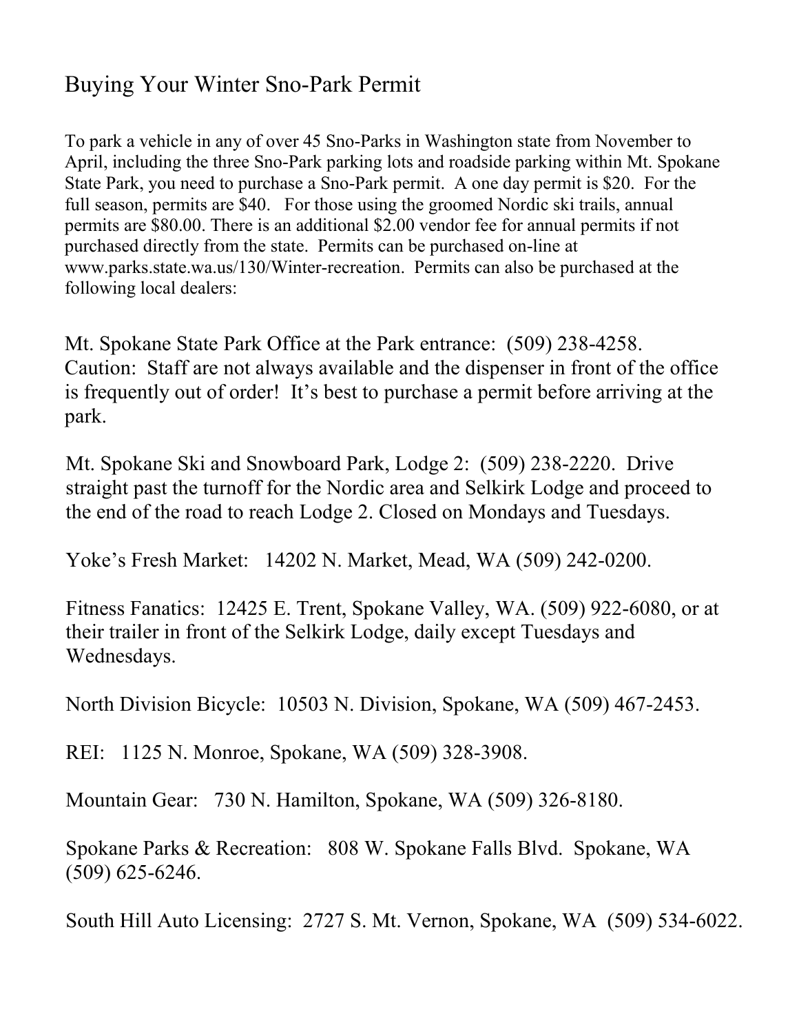# Buying Your Winter Sno-Park Permit

To park a vehicle in any of over 45 Sno-Parks in Washington state from November to April, including the three Sno-Park parking lots and roadside parking within Mt. Spokane State Park, you need to purchase a Sno-Park permit. A one day permit is $20. For the full season, permits are $40. For those using the groomed Nordic ski trails, annual permits are $80.00. There is an additional $2.00 vendor fee for annual permits if not purchased directly from the state. Permits can be purchased on-line at www.parks.state.wa.us/130/Winter-recreation. Permits can also be purchased at the following local dealers:

Mt. Spokane State Park Office at the Park entrance: (509) 238-4258. Caution: Staff are not always available and the dispenser in front of the office is frequently out of order! It's best to purchase a permit before arriving at the park.

Mt. Spokane Ski and Snowboard Park, Lodge 2: (509) 238-2220. Drive straight past the turnoff for the Nordic area and Selkirk Lodge and proceed to the end of the road to reach Lodge 2. Closed on Mondays and Tuesdays.

Yoke's Fresh Market: 14202 N. Market, Mead, WA (509) 242-0200.

Fitness Fanatics: 12425 E. Trent, Spokane Valley, WA. (509) 922-6080, or at their trailer in front of the Selkirk Lodge, daily except Tuesdays and Wednesdays.

North Division Bicycle: 10503 N. Division, Spokane, WA (509) 467-2453.

REI: 1125 N. Monroe, Spokane, WA (509) 328-3908.

Mountain Gear: 730 N. Hamilton, Spokane, WA (509) 326-8180.

Spokane Parks & Recreation: 808 W. Spokane Falls Blvd. Spokane, WA (509) 625-6246.

South Hill Auto Licensing: 2727 S. Mt. Vernon, Spokane, WA (509) 534-6022.